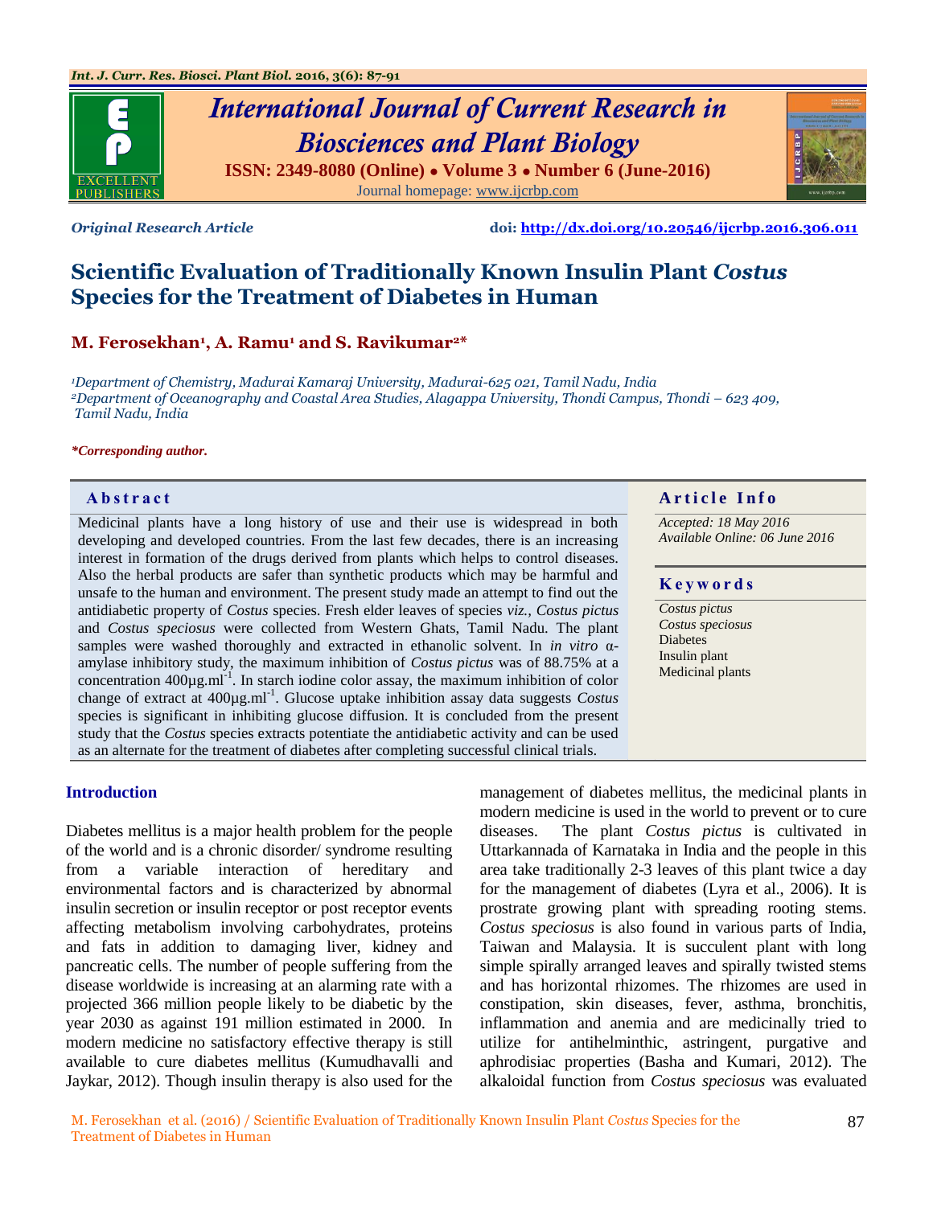*Original Research Article*  **doi:** http://dx.doi.org/10.20546/ijcrbp.2016.306.011

# Scientific Evaluation of Traditionally Known Insulin Plant *Costus* Species for the Treatment of Diabetes in Human

**M. Ferosekhan[1], A. Ramu[1] and S. Ravikumar[2]***

*[1]Department of Chemistry, Madurai Kamaraj University, Madurai-625 021, Tamil Nadu, India*
*[2]Department of Oceanography and Coastal Area Studies, Alagappa University, Thondi Campus, Thondi – 623 409, Tamil Nadu, India*

***Corresponding author.**

## Abstract

Medicinal plants have a long history of use and their use is widespread in both developing and developed countries. From the last few decades, there is an increasing interest in formation of the drugs derived from plants which helps to control diseases. Also the herbal products are safer than synthetic products which may be harmful and unsafe to the human and environment. The present study made an attempt to find out the antidiabetic property of *Costus* species. Fresh elder leaves of species *viz., Costus pictus* and *Costus speciosus* were collected from Western Ghats, Tamil Nadu. The plant samples were washed thoroughly and extracted in ethanolic solvent. In *in vitro* α-amylase inhibitory study, the maximum inhibition of *Costus pictus* was of 88.75% at a concentration 400µg.ml$^{-1}$. In starch iodine color assay, the maximum inhibition of color change of extract at 400µg.ml$^{-1}$. Glucose uptake inhibition assay data suggests *Costus* species is significant in inhibiting glucose diffusion. It is concluded from the present study that the *Costus* species extracts potentiate the antidiabetic activity and can be used as an alternate for the treatment of diabetes after completing successful clinical trials.

## Article Info

*Accepted: 18 May 2016*
*Available Online: 06 June 2016*

## Keywords

*Costus pictus*
*Costus speciosus*
Diabetes
Insulin plant
Medicinal plants

## Introduction

Diabetes mellitus is a major health problem for the people of the world and is a chronic disorder/ syndrome resulting from a variable interaction of hereditary and environmental factors and is characterized by abnormal insulin secretion or insulin receptor or post receptor events affecting metabolism involving carbohydrates, proteins and fats in addition to damaging liver, kidney and pancreatic cells. The number of people suffering from the disease worldwide is increasing at an alarming rate with a projected 366 million people likely to be diabetic by the year 2030 as against 191 million estimated in 2000. In modern medicine no satisfactory effective therapy is still available to cure diabetes mellitus (Kumudhavalli and Jaykar, 2012). Though insulin therapy is also used for the management of diabetes mellitus, the medicinal plants in modern medicine is used in the world to prevent or to cure diseases. The plant *Costus pictus* is cultivated in Uttarkannada of Karnataka in India and the people in this area take traditionally 2-3 leaves of this plant twice a day for the management of diabetes (Lyra et al., 2006). It is prostrate growing plant with spreading rooting stems. *Costus speciosus* is also found in various parts of India, Taiwan and Malaysia. It is succulent plant with long simple spirally arranged leaves and spirally twisted stems and has horizontal rhizomes. The rhizomes are used in constipation, skin diseases, fever, asthma, bronchitis, inflammation and anemia and are medicinally tried to utilize for antihelminthic, astringent, purgative and aphrodisiac properties (Basha and Kumari, 2012). The alkaloidal function from *Costus speciosus* was evaluated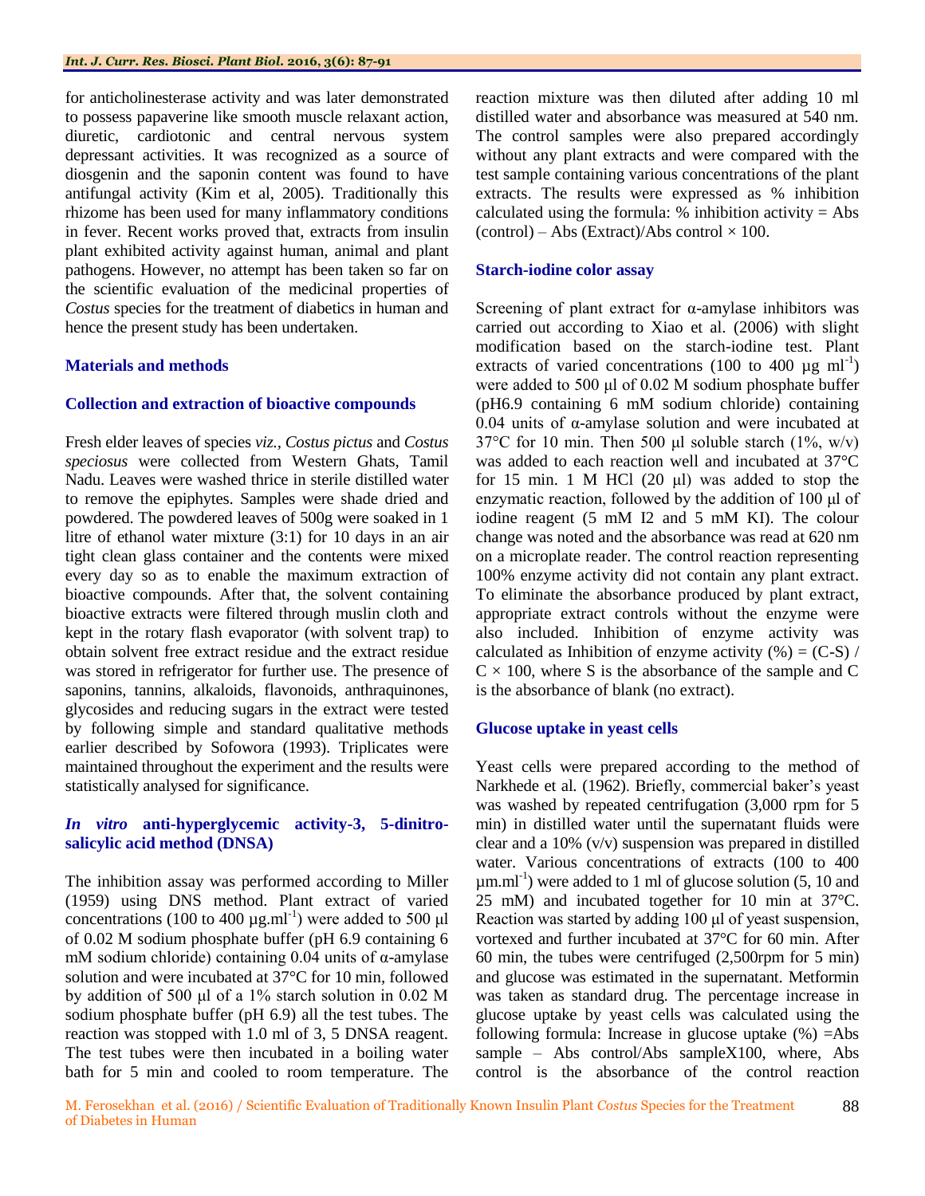for anticholinesterase activity and was later demonstrated to possess papaverine like smooth muscle relaxant action, diuretic, cardiotonic and central nervous system depressant activities. It was recognized as a source of diosgenin and the saponin content was found to have antifungal activity (Kim et al, 2005). Traditionally this rhizome has been used for many inflammatory conditions in fever. Recent works proved that, extracts from insulin plant exhibited activity against human, animal and plant pathogens. However, no attempt has been taken so far on the scientific evaluation of the medicinal properties of *Costus* species for the treatment of diabetics in human and hence the present study has been undertaken.

## Materials and methods

### Collection and extraction of bioactive compounds

Fresh elder leaves of species *viz., Costus pictus* and *Costus speciosus* were collected from Western Ghats, Tamil Nadu. Leaves were washed thrice in sterile distilled water to remove the epiphytes. Samples were shade dried and powdered. The powdered leaves of 500g were soaked in 1 litre of ethanol water mixture (3:1) for 10 days in an air tight clean glass container and the contents were mixed every day so as to enable the maximum extraction of bioactive compounds. After that, the solvent containing bioactive extracts were filtered through muslin cloth and kept in the rotary flash evaporator (with solvent trap) to obtain solvent free extract residue and the extract residue was stored in refrigerator for further use. The presence of saponins, tannins, alkaloids, flavonoids, anthraquinones, glycosides and reducing sugars in the extract were tested by following simple and standard qualitative methods earlier described by Sofowora (1993). Triplicates were maintained throughout the experiment and the results were statistically analysed for significance.

### *In vitro* anti-hyperglycemic activity-3, 5-dinitro-salicylic acid method (DNSA)

The inhibition assay was performed according to Miller (1959) using DNS method. Plant extract of varied concentrations (100 to 400 µg.ml$^{-1}$) were added to 500 µl of 0.02 M sodium phosphate buffer (pH 6.9 containing 6 mM sodium chloride) containing 0.04 units of α-amylase solution and were incubated at 37°C for 10 min, followed by addition of 500 µl of a 1% starch solution in 0.02 M sodium phosphate buffer (pH 6.9) all the test tubes. The reaction was stopped with 1.0 ml of 3, 5 DNSA reagent. The test tubes were then incubated in a boiling water bath for 5 min and cooled to room temperature. The reaction mixture was then diluted after adding 10 ml distilled water and absorbance was measured at 540 nm. The control samples were also prepared accordingly without any plant extracts and were compared with the test sample containing various concentrations of the plant extracts. The results were expressed as % inhibition calculated using the formula: % inhibition activity = Abs (control) – Abs (Extract)/Abs control × 100.

### Starch-iodine color assay

Screening of plant extract for α-amylase inhibitors was carried out according to Xiao et al. (2006) with slight modification based on the starch-iodine test. Plant extracts of varied concentrations (100 to 400 µg ml$^{-1}$) were added to 500 µl of 0.02 M sodium phosphate buffer (pH6.9 containing 6 mM sodium chloride) containing 0.04 units of α-amylase solution and were incubated at 37°C for 10 min. Then 500 µl soluble starch (1%, w/v) was added to each reaction well and incubated at 37°C for 15 min. 1 M HCl (20 µl) was added to stop the enzymatic reaction, followed by the addition of 100 µl of iodine reagent (5 mM $I_2$ and 5 mM KI). The colour change was noted and the absorbance was read at 620 nm on a microplate reader. The control reaction representing 100% enzyme activity did not contain any plant extract. To eliminate the absorbance produced by plant extract, appropriate extract controls without the enzyme were also included. Inhibition of enzyme activity was calculated as Inhibition of enzyme activity (%) = (C-S) / C × 100, where S is the absorbance of the sample and C is the absorbance of blank (no extract).

### Glucose uptake in yeast cells

Yeast cells were prepared according to the method of Narkhede et al. (1962). Briefly, commercial baker's yeast was washed by repeated centrifugation (3,000 rpm for 5 min) in distilled water until the supernatant fluids were clear and a 10% (v/v) suspension was prepared in distilled water. Various concentrations of extracts (100 to 400 µm.ml$^{-1}$) were added to 1 ml of glucose solution (5, 10 and 25 mM) and incubated together for 10 min at 37°C. Reaction was started by adding 100 µl of yeast suspension, vortexed and further incubated at 37°C for 60 min. After 60 min, the tubes were centrifuged (2,500rpm for 5 min) and glucose was estimated in the supernatant. Metformin was taken as standard drug. The percentage increase in glucose uptake by yeast cells was calculated using the following formula: Increase in glucose uptake (%) =Abs sample – Abs control/Abs sampleX100, where, Abs control is the absorbance of the control reaction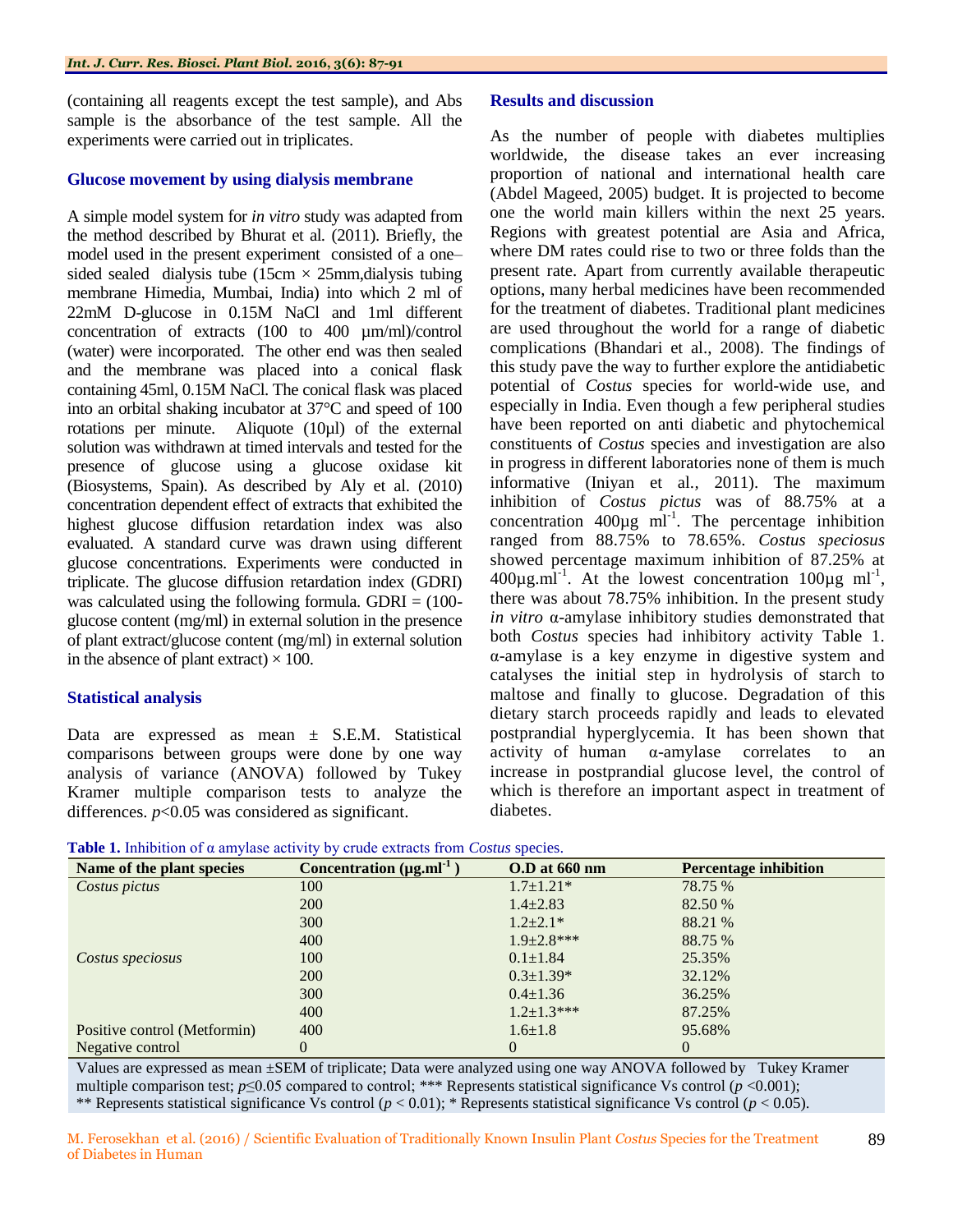(containing all reagents except the test sample), and Abs sample is the absorbance of the test sample. All the experiments were carried out in triplicates.

### Glucose movement by using dialysis membrane

A simple model system for *in vitro* study was adapted from the method described by Bhurat et al. (2011). Briefly, the model used in the present experiment consisted of a one–sided sealed dialysis tube (15cm × 25mm,dialysis tubing membrane Himedia, Mumbai, India) into which 2 ml of 22mM D-glucose in 0.15M NaCl and 1ml different concentration of extracts (100 to 400 µm/ml)/control (water) were incorporated. The other end was then sealed and the membrane was placed into a conical flask containing 45ml, 0.15M NaCl. The conical flask was placed into an orbital shaking incubator at 37°C and speed of 100 rotations per minute. Aliquote (10µl) of the external solution was withdrawn at timed intervals and tested for the presence of glucose using a glucose oxidase kit (Biosystems, Spain). As described by Aly et al. (2010) concentration dependent effect of extracts that exhibited the highest glucose diffusion retardation index was also evaluated. A standard curve was drawn using different glucose concentrations. Experiments were conducted in triplicate. The glucose diffusion retardation index (GDRI) was calculated using the following formula. GDRI = (100-glucose content (mg/ml) in external solution in the presence of plant extract/glucose content (mg/ml) in external solution in the absence of plant extract) × 100.

### Statistical analysis

Data are expressed as mean ± S.E.M. Statistical comparisons between groups were done by one way analysis of variance (ANOVA) followed by Tukey Kramer multiple comparison tests to analyze the differences. $p<0.05$ was considered as significant.

## Results and discussion

As the number of people with diabetes multiplies worldwide, the disease takes an ever increasing proportion of national and international health care (Abdel Mageed, 2005) budget. It is projected to become one the world main killers within the next 25 years. Regions with greatest potential are Asia and Africa, where DM rates could rise to two or three folds than the present rate. Apart from currently available therapeutic options, many herbal medicines have been recommended for the treatment of diabetes. Traditional plant medicines are used throughout the world for a range of diabetic complications (Bhandari et al., 2008). The findings of this study pave the way to further explore the antidiabetic potential of *Costus* species for world-wide use, and especially in India. Even though a few peripheral studies have been reported on anti diabetic and phytochemical constituents of *Costus* species and investigation are also in progress in different laboratories none of them is much informative (Iniyan et al., 2011). The maximum inhibition of *Costus pictus* was of 88.75% at a concentration 400µg $ml^{-1}$. The percentage inhibition ranged from 88.75% to 78.65%. *Costus speciosus* showed percentage maximum inhibition of 87.25% at 400µg.$ml^{-1}$. At the lowest concentration 100µg $ml^{-1}$, there was about 78.75% inhibition. In the present study *in vitro* α-amylase inhibitory studies demonstrated that both *Costus* species had inhibitory activity Table 1. α-amylase is a key enzyme in digestive system and catalyses the initial step in hydrolysis of starch to maltose and finally to glucose. Degradation of this dietary starch proceeds rapidly and leads to elevated postprandial hyperglycemia. It has been shown that activity of human α-amylase correlates to an increase in postprandial glucose level, the control of which is therefore an important aspect in treatment of diabetes.

**Table 1.** Inhibition of α amylase activity by crude extracts from *Costus* species.

| Name of the plant species | Concentration (µg.$ml^{-1}$) | O.D at 660 nm | Percentage inhibition |
|---|---|---|---|
| *Costus pictus* | 100 | 1.7±1.21* | 78.75 % |
| | 200 | 1.4±2.83 | 82.50 % |
| | 300 | 1.2±2.1* | 88.21 % |
| | 400 | 1.9±2.8*** | 88.75 % |
| *Costus speciosus* | 100 | 0.1±1.84 | 25.35% |
| | 200 | 0.3±1.39* | 32.12% |
| | 300 | 0.4±1.36 | 36.25% |
| | 400 | 1.2±1.3*** | 87.25% |
| Positive control (Metformin) | 400 | 1.6±1.8 | 95.68% |
| Negative control | 0 | 0 | 0 |

Values are expressed as mean ±SEM of triplicate; Data were analyzed using one way ANOVA followed by Tukey Kramer multiple comparison test; $p \leq 0.05$ compared to control; *** Represents statistical significance Vs control ($p < 0.001$); ** Represents statistical significance Vs control ($p < 0.01$); * Represents statistical significance Vs control ($p < 0.05$).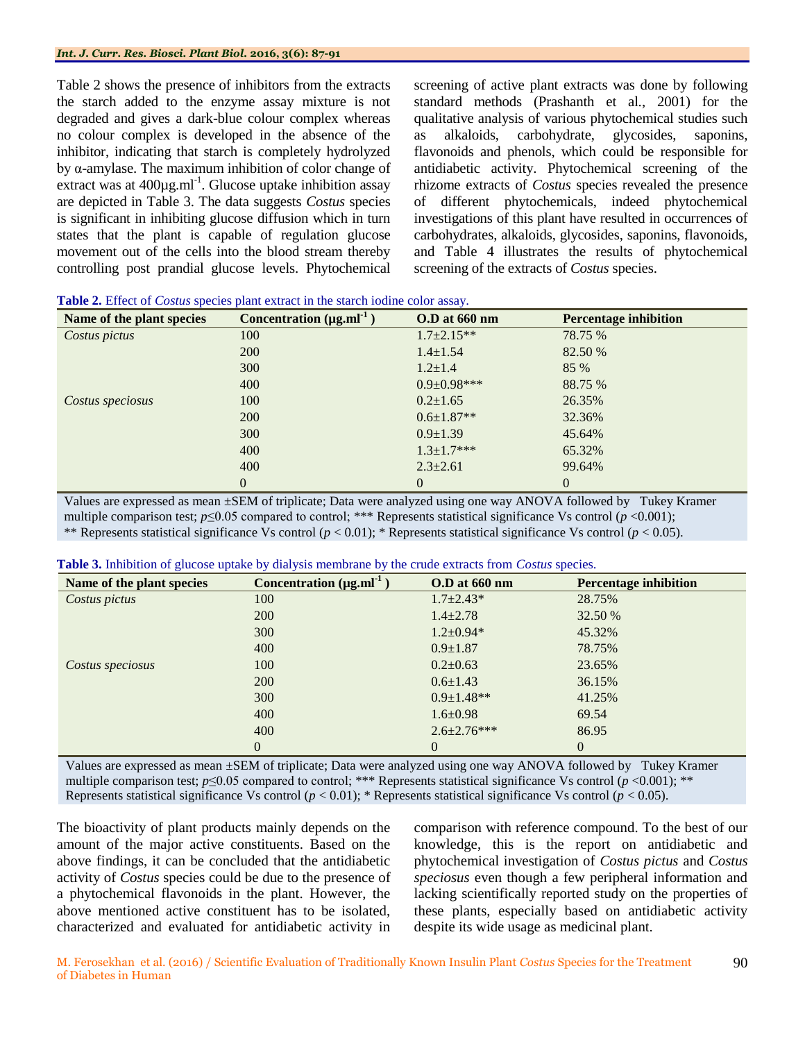Table 2 shows the presence of inhibitors from the extracts the starch added to the enzyme assay mixture is not degraded and gives a dark-blue colour complex whereas no colour complex is developed in the absence of the inhibitor, indicating that starch is completely hydrolyzed by α-amylase. The maximum inhibition of color change of extract was at 400μg.ml$^{-1}$. Glucose uptake inhibition assay are depicted in Table 3. The data suggests *Costus* species is significant in inhibiting glucose diffusion which in turn states that the plant is capable of regulation glucose movement out of the cells into the blood stream thereby controlling post prandial glucose levels. Phytochemical screening of active plant extracts was done by following standard methods (Prashanth et al., 2001) for the qualitative analysis of various phytochemical studies such as alkaloids, carbohydrate, glycosides, saponins, flavonoids and phenols, which could be responsible for antidiabetic activity. Phytochemical screening of the rhizome extracts of *Costus* species revealed the presence of different phytochemicals, indeed phytochemical investigations of this plant have resulted in occurrences of carbohydrates, alkaloids, glycosides, saponins, flavonoids, and Table 4 illustrates the results of phytochemical screening of the extracts of *Costus* species.

**Table 2.** Effect of *Costus* species plant extract in the starch iodine color assay.

| Name of the plant species | Concentration (μg.ml$^{-1}$) | O.D at 660 nm | Percentage inhibition |
|---|---|---|---|
| *Costus pictus* | 100 | 1.7±2.15** | 78.75 % |
| | 200 | 1.4±1.54 | 82.50 % |
| | 300 | 1.2±1.4 | 85 % |
| | 400 | 0.9±0.98*** | 88.75 % |
| *Costus speciosus* | 100 | 0.2±1.65 | 26.35% |
| | 200 | 0.6±1.87** | 32.36% |
| | 300 | 0.9±1.39 | 45.64% |
| | 400 | 1.3±1.7*** | 65.32% |
| | 400 | 2.3±2.61 | 99.64% |
| | 0 | 0 | 0 |

Values are expressed as mean ±SEM of triplicate; Data were analyzed using one way ANOVA followed by Tukey Kramer multiple comparison test; $p \leq 0.05$ compared to control; *** Represents statistical significance Vs control ($p < 0.001$); ** Represents statistical significance Vs control ($p < 0.01$); * Represents statistical significance Vs control ($p < 0.05$).

**Table 3.** Inhibition of glucose uptake by dialysis membrane by the crude extracts from *Costus* species.

| Name of the plant species | Concentration (μg.ml$^{-1}$) | O.D at 660 nm | Percentage inhibition |
|---|---|---|---|
| *Costus pictus* | 100 | 1.7±2.43* | 28.75% |
| | 200 | 1.4±2.78 | 32.50 % |
| | 300 | 1.2±0.94* | 45.32% |
| | 400 | 0.9±1.87 | 78.75% |
| *Costus speciosus* | 100 | 0.2±0.63 | 23.65% |
| | 200 | 0.6±1.43 | 36.15% |
| | 300 | 0.9±1.48** | 41.25% |
| | 400 | 1.6±0.98 | 69.54 |
| | 400 | 2.6±2.76*** | 86.95 |
| | 0 | 0 | 0 |

Values are expressed as mean ±SEM of triplicate; Data were analyzed using one way ANOVA followed by Tukey Kramer multiple comparison test; $p \leq 0.05$ compared to control; *** Represents statistical significance Vs control ($p < 0.001$); ** Represents statistical significance Vs control ($p < 0.01$); * Represents statistical significance Vs control ($p < 0.05$).

The bioactivity of plant products mainly depends on the amount of the major active constituents. Based on the above findings, it can be concluded that the antidiabetic activity of *Costus* species could be due to the presence of a phytochemical flavonoids in the plant. However, the above mentioned active constituent has to be isolated, characterized and evaluated for antidiabetic activity in comparison with reference compound. To the best of our knowledge, this is the report on antidiabetic and phytochemical investigation of *Costus pictus* and *Costus speciosus* even though a few peripheral information and lacking scientifically reported study on the properties of these plants, especially based on antidiabetic activity despite its wide usage as medicinal plant.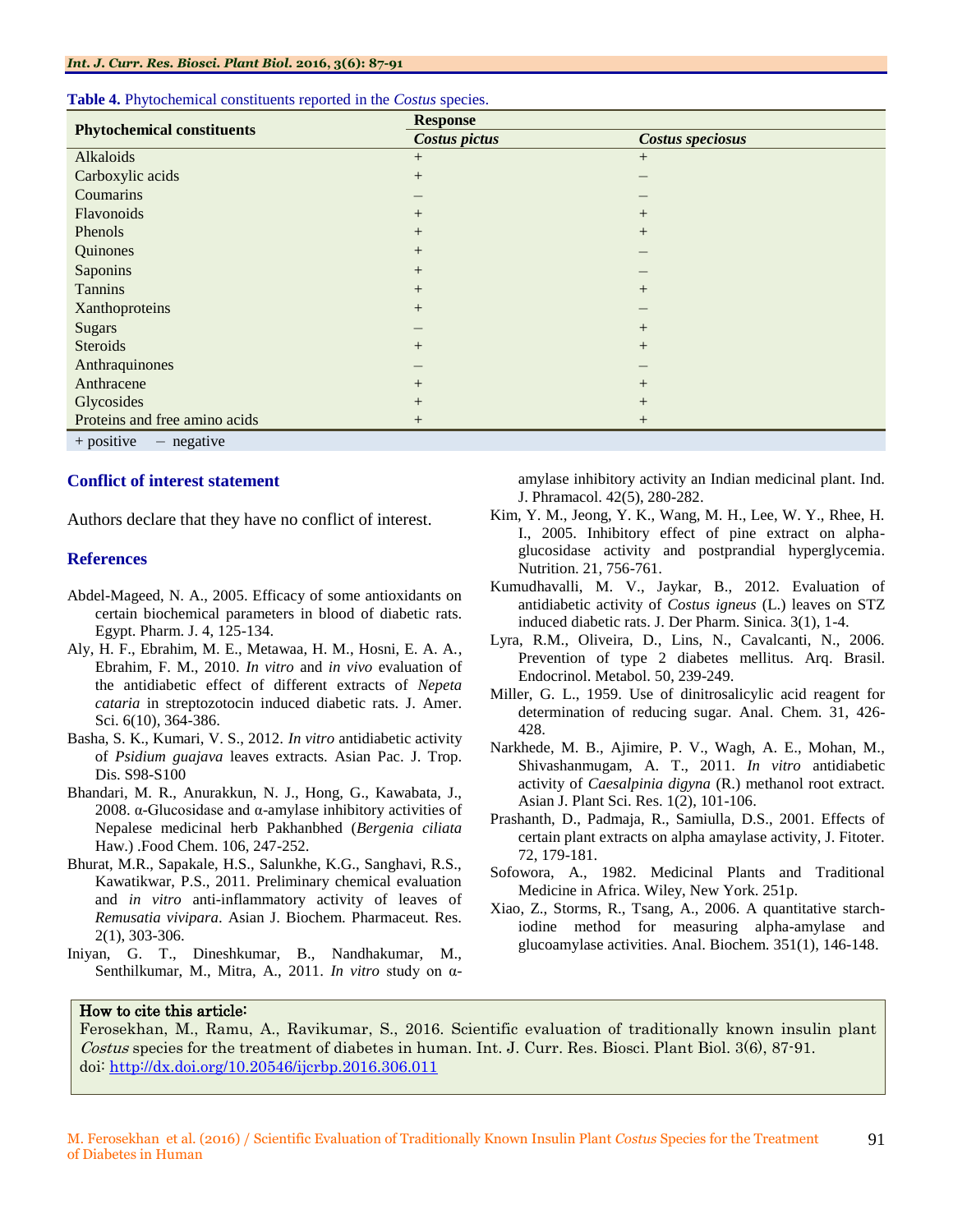**Table 4.** Phytochemical constituents reported in the *Costus* species.

| Phytochemical constituents | Response | |
|---|---|---|
| | ***Costus pictus*** | ***Costus speciosus*** |
| Alkaloids | + | + |
| Carboxylic acids | + | – |
| Coumarins | – | – |
| Flavonoids | + | + |
| Phenols | + | + |
| Quinones | + | – |
| Saponins | + | – |
| Tannins | + | + |
| Xanthoproteins | + | – |
| Sugars | – | + |
| Steroids | + | + |
| Anthraquinones | – | – |
| Anthracene | + | + |
| Glycosides | + | + |
| Proteins and free amino acids | + | + |

\+ positive – negative

## Conflict of interest statement

Authors declare that they have no conflict of interest.

## References

Abdel-Mageed, N. A., 2005. Efficacy of some antioxidants on certain biochemical parameters in blood of diabetic rats. Egypt. Pharm. J. 4, 125-134.

Aly, H. F., Ebrahim, M. E., Metawaa, H. M., Hosni, E. A. A., Ebrahim, F. M., 2010. *In vitro* and *in vivo* evaluation of the antidiabetic effect of different extracts of *Nepeta cataria* in streptozotocin induced diabetic rats. J. Amer. Sci. 6(10), 364-386.

Basha, S. K., Kumari, V. S., 2012. *In vitro* antidiabetic activity of *Psidium guajava* leaves extracts. Asian Pac. J. Trop. Dis. S98-S100

Bhandari, M. R., Anurakkun, N. J., Hong, G., Kawabata, J., 2008. α-Glucosidase and α-amylase inhibitory activities of Nepalese medicinal herb Pakhanbhed (*Bergenia ciliata* Haw.) .Food Chem. 106, 247-252.

Bhurat, M.R., Sapakale, H.S., Salunkhe, K.G., Sanghavi, R.S., Kawatikwar, P.S., 2011. Preliminary chemical evaluation and *in vitro* anti-inflammatory activity of leaves of *Remusatia vivipara*. Asian J. Biochem. Pharmaceut. Res. 2(1), 303-306.

Iniyan, G. T., Dineshkumar, B., Nandhakumar, M., Senthilkumar, M., Mitra, A., 2011. *In vitro* study on α-amylase inhibitory activity an Indian medicinal plant. Ind. J. Phramacol. 42(5), 280-282.

Kim, Y. M., Jeong, Y. K., Wang, M. H., Lee, W. Y., Rhee, H. I., 2005. Inhibitory effect of pine extract on alpha-glucosidase activity and postprandial hyperglycemia. Nutrition. 21, 756-761.

Kumudhavalli, M. V., Jaykar, B., 2012. Evaluation of antidiabetic activity of *Costus igneus* (L.) leaves on STZ induced diabetic rats. J. Der Pharm. Sinica. 3(1), 1-4.

Lyra, R.M., Oliveira, D., Lins, N., Cavalcanti, N., 2006. Prevention of type 2 diabetes mellitus. Arq. Brasil. Endocrinol. Metabol. 50, 239-249.

Miller, G. L., 1959. Use of dinitrosalicylic acid reagent for determination of reducing sugar. Anal. Chem. 31, 426-428.

Narkhede, M. B., Ajimire, P. V., Wagh, A. E., Mohan, M., Shivashanmugam, A. T., 2011. *In vitro* antidiabetic activity of *Caesalpinia digyna* (R.) methanol root extract. Asian J. Plant Sci. Res. 1(2), 101-106.

Prashanth, D., Padmaja, R., Samiulla, D.S., 2001. Effects of certain plant extracts on alpha amaylase activity, J. Fitoter. 72, 179-181.

Sofowora, A., 1982. Medicinal Plants and Traditional Medicine in Africa. Wiley, New York. 251p.

Xiao, Z., Storms, R., Tsang, A., 2006. A quantitative starch-iodine method for measuring alpha-amylase and glucoamylase activities. Anal. Biochem. 351(1), 146-148.

**How to cite this article:**
Ferosekhan, M., Ramu, A., Ravikumar, S., 2016. Scientific evaluation of traditionally known insulin plant *Costus* species for the treatment of diabetes in human. Int. J. Curr. Res. Biosci. Plant Biol. 3(6), 87-91.
doi: http://dx.doi.org/10.20546/ijcrbp.2016.306.011